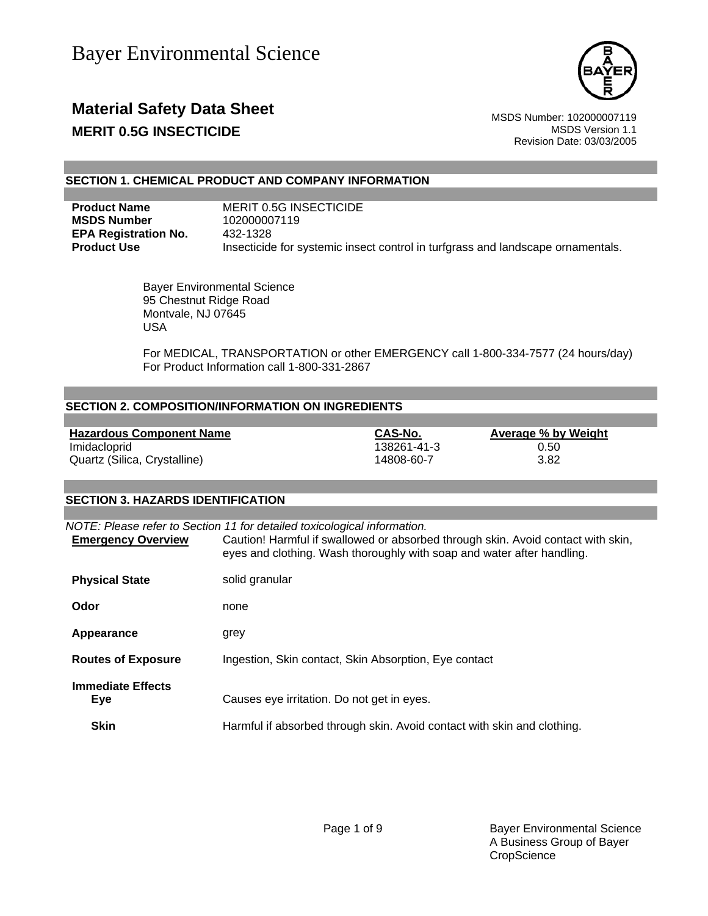# Bayer Environmental Science

## Material Safety Data Sheet

**MERIT 0.5G INSECTICIDE**

MSDS Number: 102000007119
MSDS Version 1.1
Revision Date: 03/03/2005

## SECTION 1. CHEMICAL PRODUCT AND COMPANY INFORMATION

| | |
|---|---|
| **Product Name** | MERIT 0.5G INSECTICIDE |
| **MSDS Number** | 102000007119 |
| **EPA Registration No.** | 432-1328 |
| **Product Use** | Insecticide for systemic insect control in turfgrass and landscape ornamentals. |

Bayer Environmental Science
95 Chestnut Ridge Road
Montvale, NJ 07645
USA

For MEDICAL, TRANSPORTATION or other EMERGENCY call 1-800-334-7577 (24 hours/day)
For Product Information call 1-800-331-2867

## SECTION 2. COMPOSITION/INFORMATION ON INGREDIENTS

| Hazardous Component Name | CAS-No. | Average % by Weight |
|---|---|---|
| Imidacloprid | 138261-41-3 | 0.50 |
| Quartz (Silica, Crystalline) | 14808-60-7 | 3.82 |

## SECTION 3. HAZARDS IDENTIFICATION

*NOTE: Please refer to Section 11 for detailed toxicological information.*

| | |
|---|---|
| **Emergency Overview** | Caution! Harmful if swallowed or absorbed through skin. Avoid contact with skin, eyes and clothing. Wash thoroughly with soap and water after handling. |
| **Physical State** | solid granular |
| **Odor** | none |
| **Appearance** | grey |
| **Routes of Exposure** | Ingestion, Skin contact, Skin Absorption, Eye contact |

**Immediate Effects**

| | |
|---|---|
| **Eye** | Causes eye irritation. Do not get in eyes. |
| **Skin** | Harmful if absorbed through skin. Avoid contact with skin and clothing. |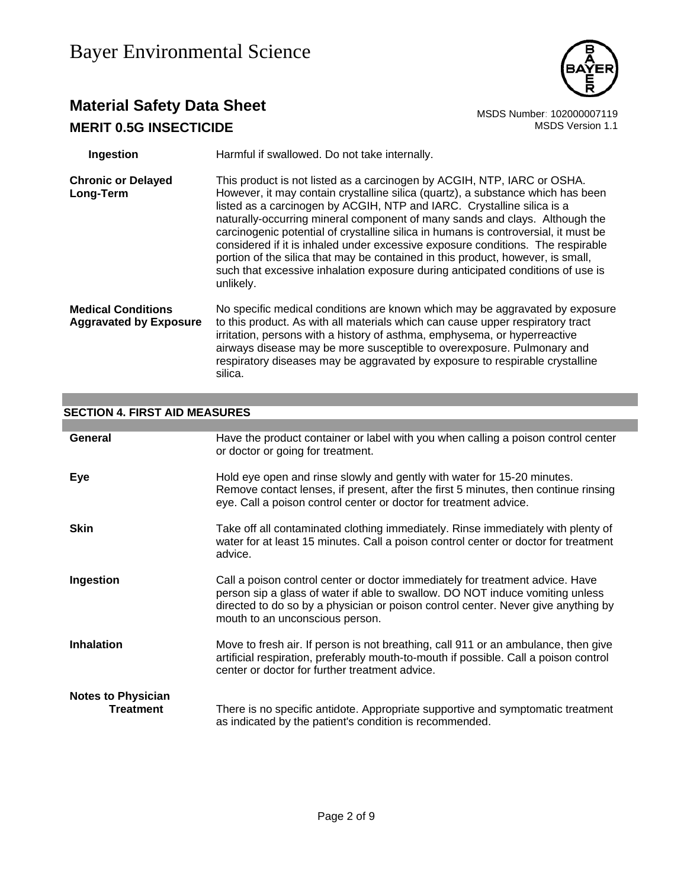**Ingestion** Harmful if swallowed. Do not take internally.

**Chronic or Delayed Long-Term** This product is not listed as a carcinogen by ACGIH, NTP, IARC or OSHA. However, it may contain crystalline silica (quartz), a substance which has been listed as a carcinogen by ACGIH, NTP and IARC. Crystalline silica is a naturally-occurring mineral component of many sands and clays. Although the carcinogenic potential of crystalline silica in humans is controversial, it must be considered if it is inhaled under excessive exposure conditions. The respirable portion of the silica that may be contained in this product, however, is small, such that excessive inhalation exposure during anticipated conditions of use is unlikely.

**Medical Conditions Aggravated by Exposure** No specific medical conditions are known which may be aggravated by exposure to this product. As with all materials which can cause upper respiratory tract irritation, persons with a history of asthma, emphysema, or hyperreactive airways disease may be more susceptible to overexposure. Pulmonary and respiratory diseases may be aggravated by exposure to respirable crystalline silica.

## SECTION 4. FIRST AID MEASURES

**General** Have the product container or label with you when calling a poison control center or doctor or going for treatment.

**Eye** Hold eye open and rinse slowly and gently with water for 15-20 minutes. Remove contact lenses, if present, after the first 5 minutes, then continue rinsing eye. Call a poison control center or doctor for treatment advice.

**Skin** Take off all contaminated clothing immediately. Rinse immediately with plenty of water for at least 15 minutes. Call a poison control center or doctor for treatment advice.

**Ingestion** Call a poison control center or doctor immediately for treatment advice. Have person sip a glass of water if able to swallow. DO NOT induce vomiting unless directed to do so by a physician or poison control center. Never give anything by mouth to an unconscious person.

**Inhalation** Move to fresh air. If person is not breathing, call 911 or an ambulance, then give artificial respiration, preferably mouth-to-mouth if possible. Call a poison control center or doctor for further treatment advice.

**Notes to Physician**

**Treatment** There is no specific antidote. Appropriate supportive and symptomatic treatment as indicated by the patient's condition is recommended.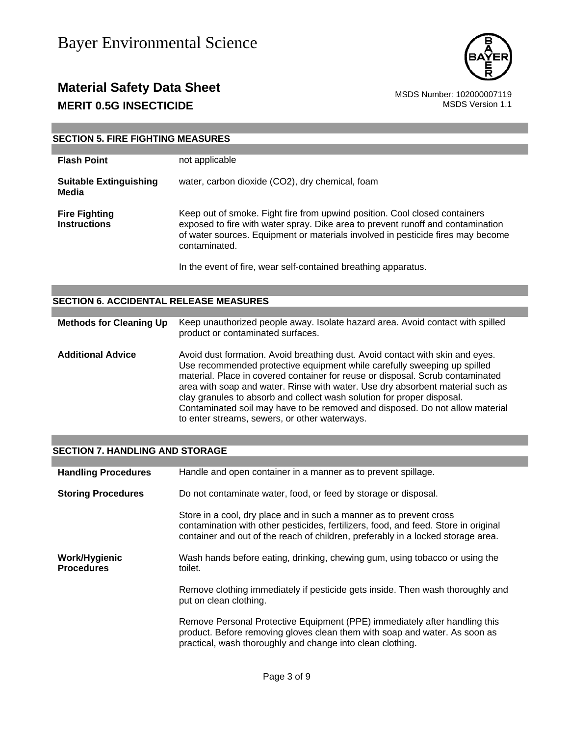## SECTION 5. FIRE FIGHTING MEASURES

| | |
|---|---|
| **Flash Point** | not applicable |
| **Suitable Extinguishing Media** | water, carbon dioxide ($CO_2$), dry chemical, foam |
| **Fire Fighting Instructions** | Keep out of smoke. Fight fire from upwind position. Cool closed containers exposed to fire with water spray. Dike area to prevent runoff and contamination of water sources. Equipment or materials involved in pesticide fires may become contaminated.<br><br>In the event of fire, wear self-contained breathing apparatus. |

## SECTION 6. ACCIDENTAL RELEASE MEASURES

| | |
|---|---|
| **Methods for Cleaning Up** | Keep unauthorized people away. Isolate hazard area. Avoid contact with spilled product or contaminated surfaces. |
| **Additional Advice** | Avoid dust formation. Avoid breathing dust. Avoid contact with skin and eyes. Use recommended protective equipment while carefully sweeping up spilled material. Place in covered container for reuse or disposal. Scrub contaminated area with soap and water. Rinse with water. Use dry absorbent material such as clay granules to absorb and collect wash solution for proper disposal. Contaminated soil may have to be removed and disposed. Do not allow material to enter streams, sewers, or other waterways. |

## SECTION 7. HANDLING AND STORAGE

| | |
|---|---|
| **Handling Procedures** | Handle and open container in a manner as to prevent spillage. |
| **Storing Procedures** | Do not contaminate water, food, or feed by storage or disposal.<br><br>Store in a cool, dry place and in such a manner as to prevent cross contamination with other pesticides, fertilizers, food, and feed. Store in original container and out of the reach of children, preferably in a locked storage area. |
| **Work/Hygienic Procedures** | Wash hands before eating, drinking, chewing gum, using tobacco or using the toilet.<br><br>Remove clothing immediately if pesticide gets inside. Then wash thoroughly and put on clean clothing.<br><br>Remove Personal Protective Equipment (PPE) immediately after handling this product. Before removing gloves clean them with soap and water. As soon as practical, wash thoroughly and change into clean clothing. |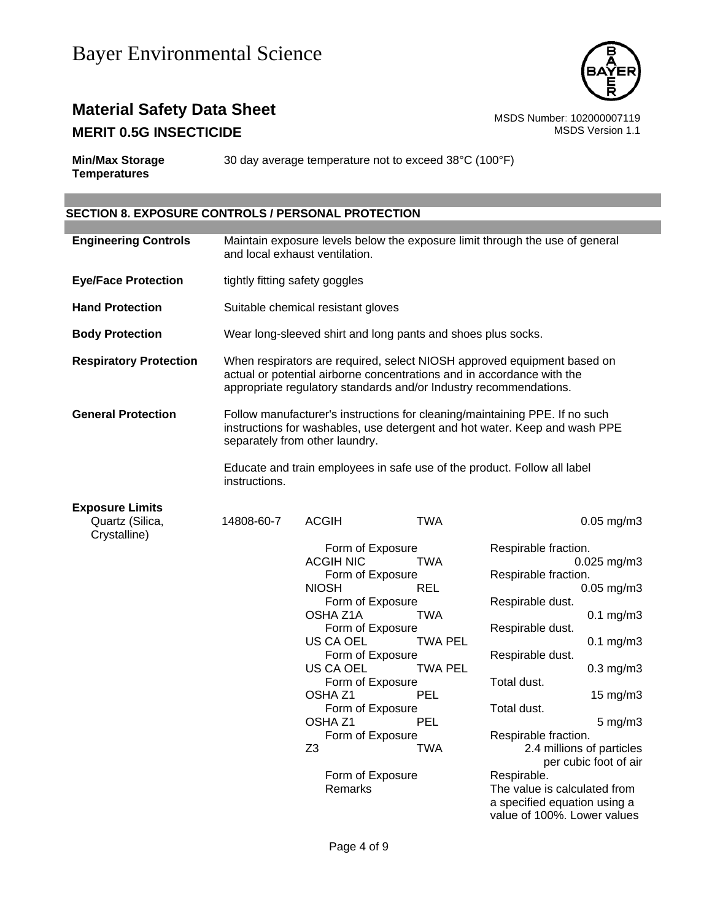**Min/Max Storage Temperatures**: 30 day average temperature not to exceed 38°C (100°F)

## SECTION 8. EXPOSURE CONTROLS / PERSONAL PROTECTION

**Engineering Controls**: Maintain exposure levels below the exposure limit through the use of general and local exhaust ventilation.

**Eye/Face Protection**: tightly fitting safety goggles

**Hand Protection**: Suitable chemical resistant gloves

**Body Protection**: Wear long-sleeved shirt and long pants and shoes plus socks.

**Respiratory Protection**: When respirators are required, select NIOSH approved equipment based on actual or potential airborne concentrations and in accordance with the appropriate regulatory standards and/or Industry recommendations.

**General Protection**: Follow manufacturer's instructions for cleaning/maintaining PPE. If no such instructions for washables, use detergent and hot water. Keep and wash PPE separately from other laundry.

Educate and train employees in safe use of the product. Follow all label instructions.

**Exposure Limits**

| Component | CAS No. | Source | Type | Value |
|---|---|---|---|---|
| Quartz (Silica, Crystalline) | 14808-60-7 | ACGIH | TWA | 0.05 mg/m3 |
| | | Form of Exposure | | Respirable fraction. |
| | | ACGIH NIC | TWA | 0.025 mg/m3 |
| | | Form of Exposure | | Respirable fraction. |
| | | NIOSH | REL | 0.05 mg/m3 |
| | | Form of Exposure | | Respirable dust. |
| | | OSHA Z1A | TWA | 0.1 mg/m3 |
| | | Form of Exposure | | Respirable dust. |
| | | US CA OEL | TWA PEL | 0.1 mg/m3 |
| | | Form of Exposure | | Respirable dust. |
| | | US CA OEL | TWA PEL | 0.3 mg/m3 |
| | | Form of Exposure | | Total dust. |
| | | OSHA Z1 | PEL | 15 mg/m3 |
| | | Form of Exposure | | Total dust. |
| | | OSHA Z1 | PEL | 5 mg/m3 |
| | | Form of Exposure | | Respirable fraction. |
| | | Z3 | TWA | 2.4 millions of particles per cubic foot of air |
| | | Form of Exposure | | Respirable. |
| | | Remarks | | The value is calculated from a specified equation using a value of 100%. Lower values |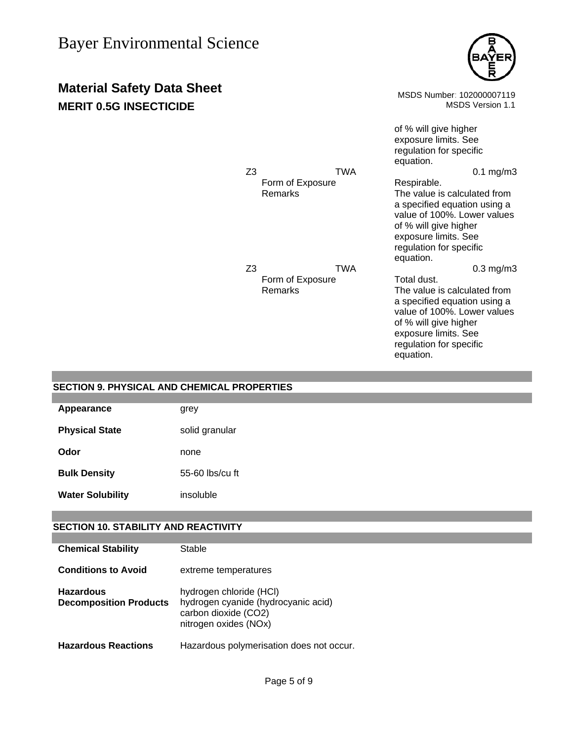| | | |
|---|---|---|
| | | of % will give higher exposure limits. See regulation for specific equation. |
| Z3 | TWA | 0.1 mg/m3 |
| Form of Exposure | | Respirable. |
| Remarks | | The value is calculated from a specified equation using a value of 100%. Lower values of % will give higher exposure limits. See regulation for specific equation. |
| Z3 | TWA | 0.3 mg/m3 |
| Form of Exposure | | Total dust. |
| Remarks | | The value is calculated from a specified equation using a value of 100%. Lower values of % will give higher exposure limits. See regulation for specific equation. |

## SECTION 9. PHYSICAL AND CHEMICAL PROPERTIES

| | |
|---|---|
| **Appearance** | grey |
| **Physical State** | solid granular |
| **Odor** | none |
| **Bulk Density** | 55-60 lbs/cu ft |
| **Water Solubility** | insoluble |

## SECTION 10. STABILITY AND REACTIVITY

| | |
|---|---|
| **Chemical Stability** | Stable |
| **Conditions to Avoid** | extreme temperatures |
| **Hazardous Decomposition Products** | hydrogen chloride (HCl)<br>hydrogen cyanide (hydrocyanic acid)<br>carbon dioxide ($CO_2$)<br>nitrogen oxides ($NO_x$) |
| **Hazardous Reactions** | Hazardous polymerisation does not occur. |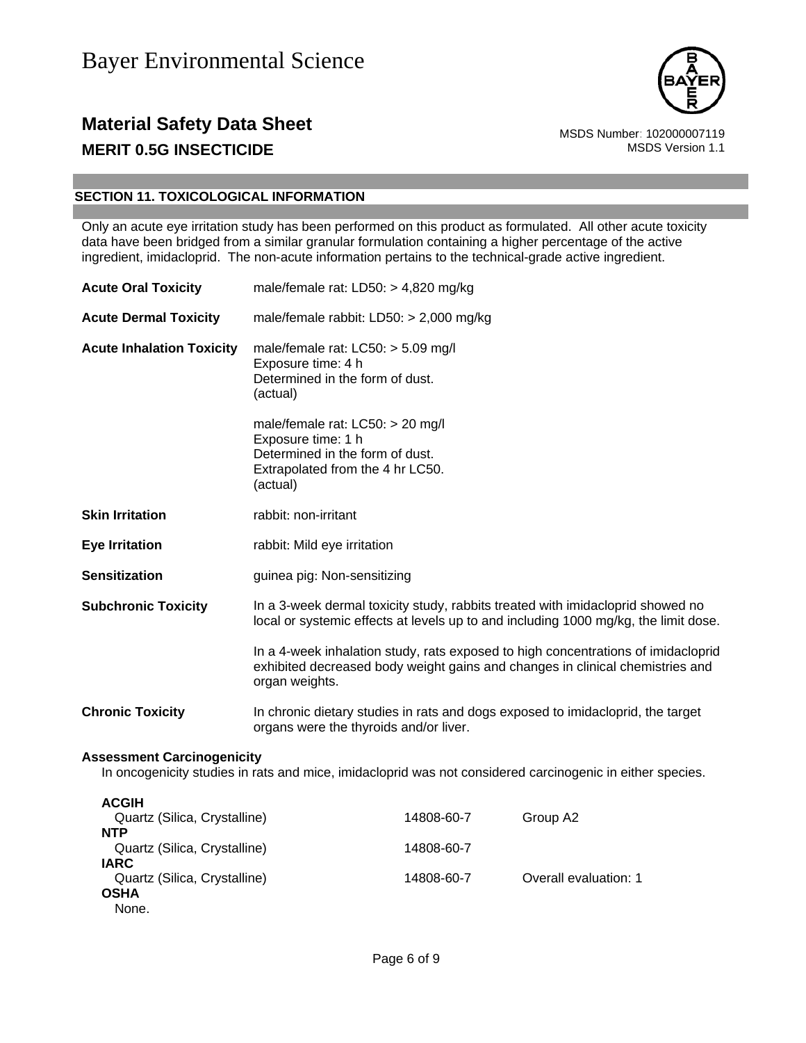## SECTION 11. TOXICOLOGICAL INFORMATION

Only an acute eye irritation study has been performed on this product as formulated. All other acute toxicity data have been bridged from a similar granular formulation containing a higher percentage of the active ingredient, imidacloprid. The non-acute information pertains to the technical-grade active ingredient.

**Acute Oral Toxicity**
male/female rat: LD50: > 4,820 mg/kg

**Acute Dermal Toxicity**
male/female rabbit: LD50: > 2,000 mg/kg

**Acute Inhalation Toxicity**
male/female rat: LC50: > 5.09 mg/l
Exposure time: 4 h
Determined in the form of dust.
(actual)

male/female rat: LC50: > 20 mg/l
Exposure time: 1 h
Determined in the form of dust.
Extrapolated from the 4 hr LC50.
(actual)

**Skin Irritation**
rabbit: non-irritant

**Eye Irritation**
rabbit: Mild eye irritation

**Sensitization**
guinea pig: Non-sensitizing

**Subchronic Toxicity**
In a 3-week dermal toxicity study, rabbits treated with imidacloprid showed no local or systemic effects at levels up to and including 1000 mg/kg, the limit dose.

In a 4-week inhalation study, rats exposed to high concentrations of imidacloprid exhibited decreased body weight gains and changes in clinical chemistries and organ weights.

**Chronic Toxicity**
In chronic dietary studies in rats and dogs exposed to imidacloprid, the target organs were the thyroids and/or liver.

**Assessment Carcinogenicity**

In oncogenicity studies in rats and mice, imidacloprid was not considered carcinogenic in either species.

**ACGIH**

| Quartz (Silica, Crystalline) | 14808-60-7 | Group A2 |
|---|---|---|

**NTP**

| Quartz (Silica, Crystalline) | 14808-60-7 | |
|---|---|---|

**IARC**

| Quartz (Silica, Crystalline) | 14808-60-7 | Overall evaluation: 1 |
|---|---|---|

**OSHA**

None.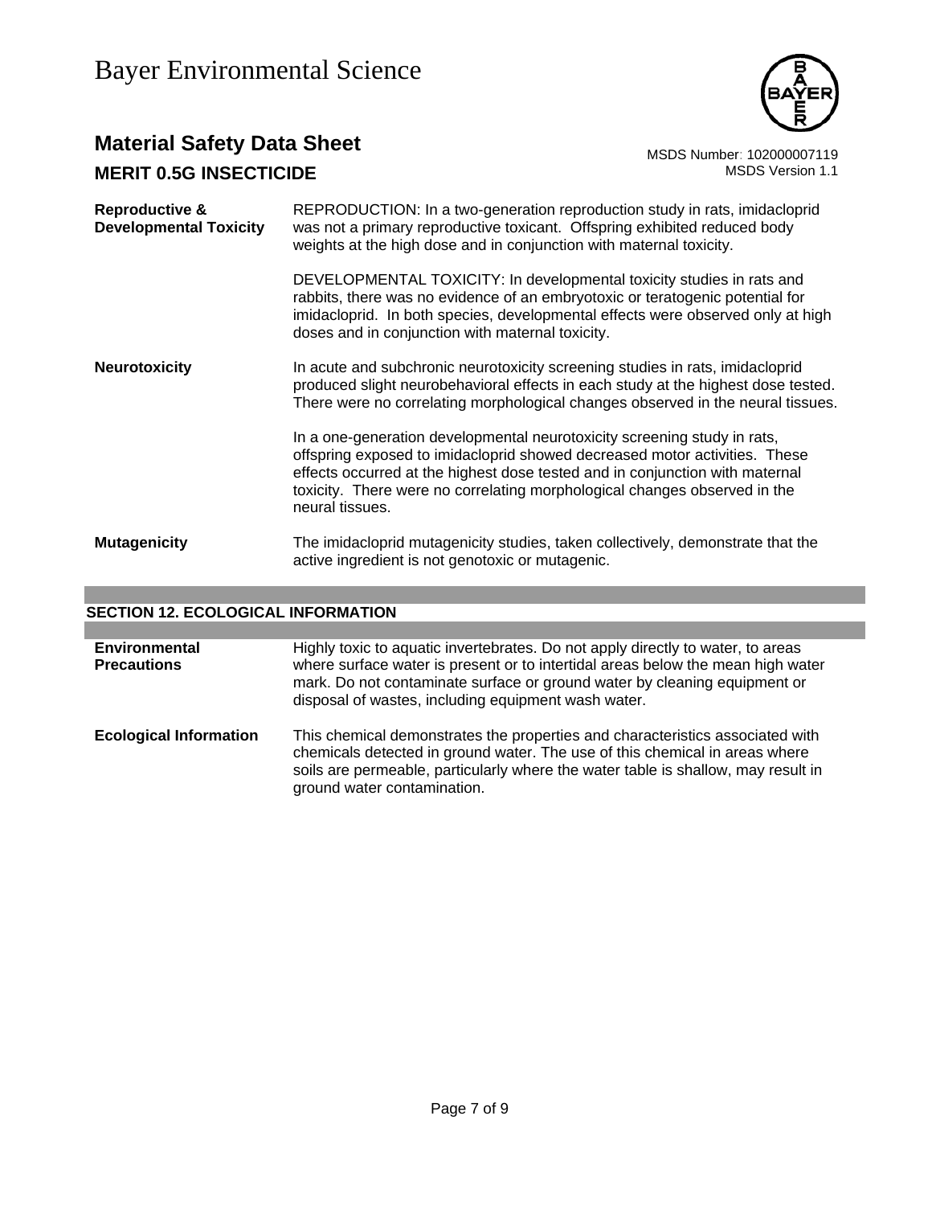**Reproductive & Developmental Toxicity**

REPRODUCTION: In a two-generation reproduction study in rats, imidacloprid was not a primary reproductive toxicant. Offspring exhibited reduced body weights at the high dose and in conjunction with maternal toxicity.

DEVELOPMENTAL TOXICITY: In developmental toxicity studies in rats and rabbits, there was no evidence of an embryotoxic or teratogenic potential for imidacloprid. In both species, developmental effects were observed only at high doses and in conjunction with maternal toxicity.

**Neurotoxicity**

In acute and subchronic neurotoxicity screening studies in rats, imidacloprid produced slight neurobehavioral effects in each study at the highest dose tested. There were no correlating morphological changes observed in the neural tissues.

In a one-generation developmental neurotoxicity screening study in rats, offspring exposed to imidacloprid showed decreased motor activities. These effects occurred at the highest dose tested and in conjunction with maternal toxicity. There were no correlating morphological changes observed in the neural tissues.

**Mutagenicity**

The imidacloprid mutagenicity studies, taken collectively, demonstrate that the active ingredient is not genotoxic or mutagenic.

## SECTION 12. ECOLOGICAL INFORMATION

**Environmental Precautions**

Highly toxic to aquatic invertebrates. Do not apply directly to water, to areas where surface water is present or to intertidal areas below the mean high water mark. Do not contaminate surface or ground water by cleaning equipment or disposal of wastes, including equipment wash water.

**Ecological Information**

This chemical demonstrates the properties and characteristics associated with chemicals detected in ground water. The use of this chemical in areas where soils are permeable, particularly where the water table is shallow, may result in ground water contamination.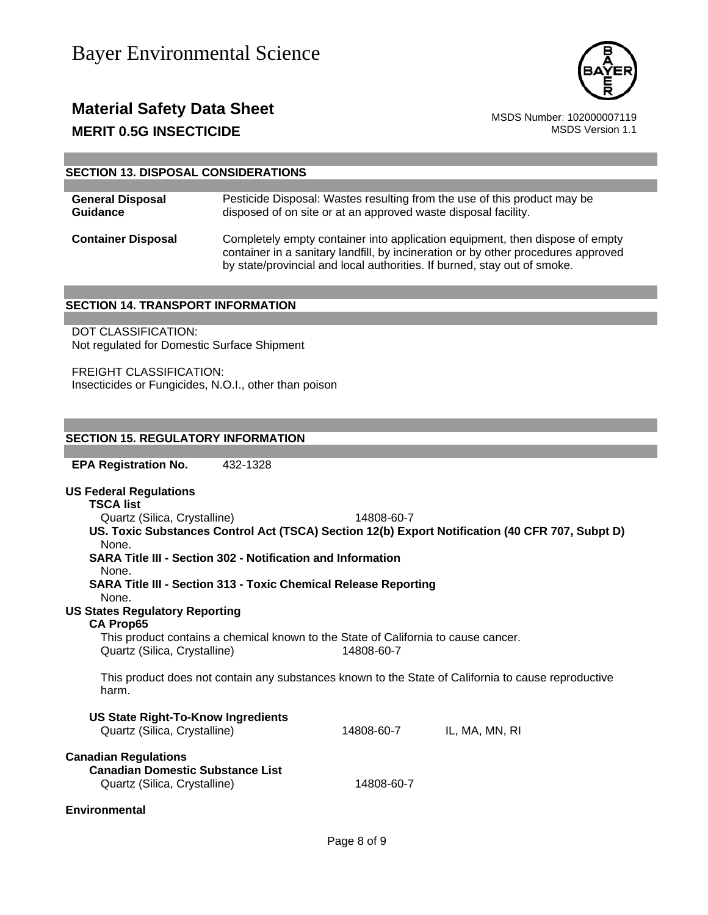## SECTION 13. DISPOSAL CONSIDERATIONS

**General Disposal Guidance** — Pesticide Disposal: Wastes resulting from the use of this product may be disposed of on site or at an approved waste disposal facility.

**Container Disposal** — Completely empty container into application equipment, then dispose of empty container in a sanitary landfill, by incineration or by other procedures approved by state/provincial and local authorities. If burned, stay out of smoke.

## SECTION 14. TRANSPORT INFORMATION

DOT CLASSIFICATION:
Not regulated for Domestic Surface Shipment

FREIGHT CLASSIFICATION:
Insecticides or Fungicides, N.O.I., other than poison

## SECTION 15. REGULATORY INFORMATION

**EPA Registration No.** 432-1328

**US Federal Regulations**

**TSCA list**

Quartz (Silica, Crystalline) 14808-60-7

**US. Toxic Substances Control Act (TSCA) Section 12(b) Export Notification (40 CFR 707, Subpt D)**

None.

**SARA Title III - Section 302 - Notification and Information**

None.

**SARA Title III - Section 313 - Toxic Chemical Release Reporting**

None.

**US States Regulatory Reporting**

**CA Prop65**

This product contains a chemical known to the State of California to cause cancer.

Quartz (Silica, Crystalline) 14808-60-7

This product does not contain any substances known to the State of California to cause reproductive harm.

**US State Right-To-Know Ingredients**

Quartz (Silica, Crystalline) 14808-60-7 IL, MA, MN, RI

**Canadian Regulations**

**Canadian Domestic Substance List**

Quartz (Silica, Crystalline) 14808-60-7

**Environmental**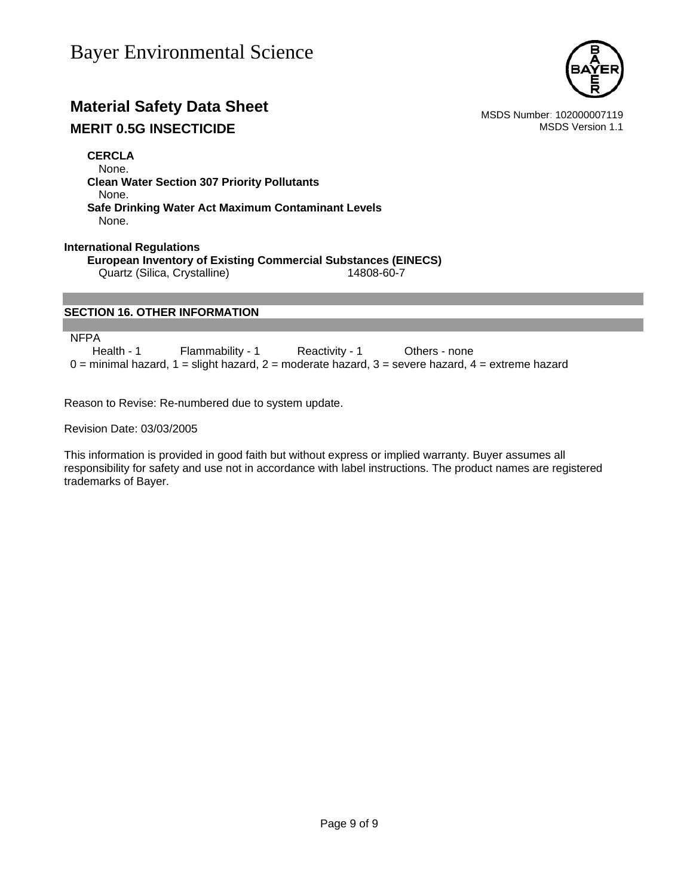**CERCLA**

None.

**Clean Water Section 307 Priority Pollutants**

None.

**Safe Drinking Water Act Maximum Contaminant Levels**

None.

**International Regulations**

**European Inventory of Existing Commercial Substances (EINECS)**

| | |
|---|---|
| Quartz (Silica, Crystalline) | 14808-60-7 |

## SECTION 16. OTHER INFORMATION

NFPA

Health - 1 Flammability - 1 Reactivity - 1 Others - none

0 = minimal hazard, 1 = slight hazard, 2 = moderate hazard, 3 = severe hazard, 4 = extreme hazard

Reason to Revise: Re-numbered due to system update.

Revision Date: 03/03/2005

This information is provided in good faith but without express or implied warranty. Buyer assumes all responsibility for safety and use not in accordance with label instructions. The product names are registered trademarks of Bayer.